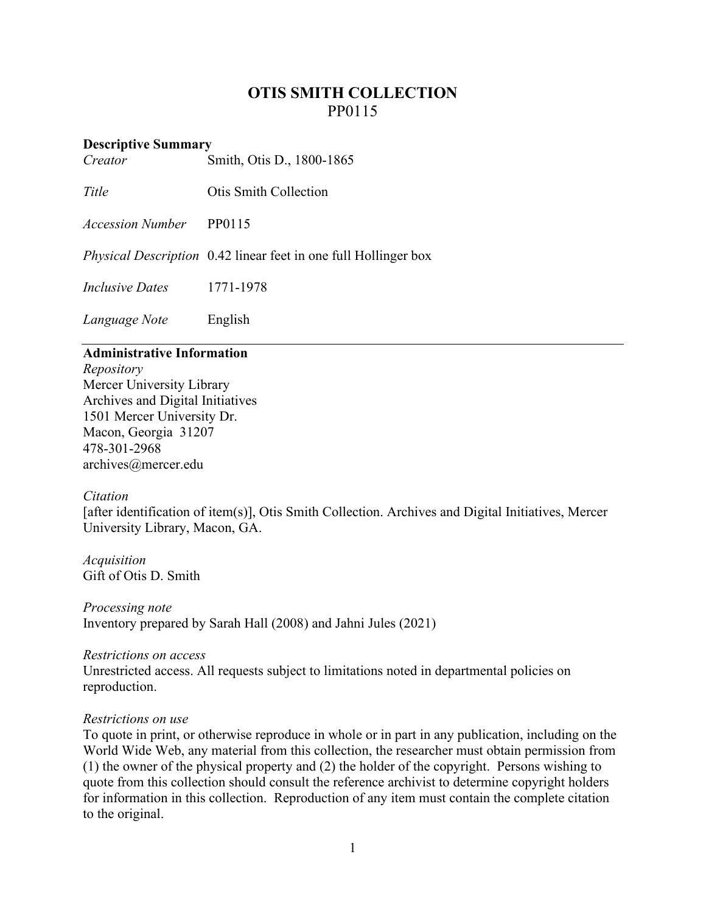# OTIS SMITH COLLECTION

PP0115

## Descriptive Summary

| | |
|---|---|
| *Creator* | Smith, Otis D., 1800-1865 |
| *Title* | Otis Smith Collection |
| *Accession Number* | PP0115 |
| *Physical Description* | 0.42 linear feet in one full Hollinger box |
| *Inclusive Dates* | 1771-1978 |
| *Language Note* | English |

---

## Administrative Information

*Repository*
Mercer University Library
Archives and Digital Initiatives
1501 Mercer University Dr.
Macon, Georgia 31207
478-301-2968
archives@mercer.edu

*Citation*
[after identification of item(s)], Otis Smith Collection. Archives and Digital Initiatives, Mercer University Library, Macon, GA.

*Acquisition*
Gift of Otis D. Smith

*Processing note*
Inventory prepared by Sarah Hall (2008) and Jahni Jules (2021)

*Restrictions on access*
Unrestricted access. All requests subject to limitations noted in departmental policies on reproduction.

*Restrictions on use*
To quote in print, or otherwise reproduce in whole or in part in any publication, including on the World Wide Web, any material from this collection, the researcher must obtain permission from (1) the owner of the physical property and (2) the holder of the copyright. Persons wishing to quote from this collection should consult the reference archivist to determine copyright holders for information in this collection. Reproduction of any item must contain the complete citation to the original.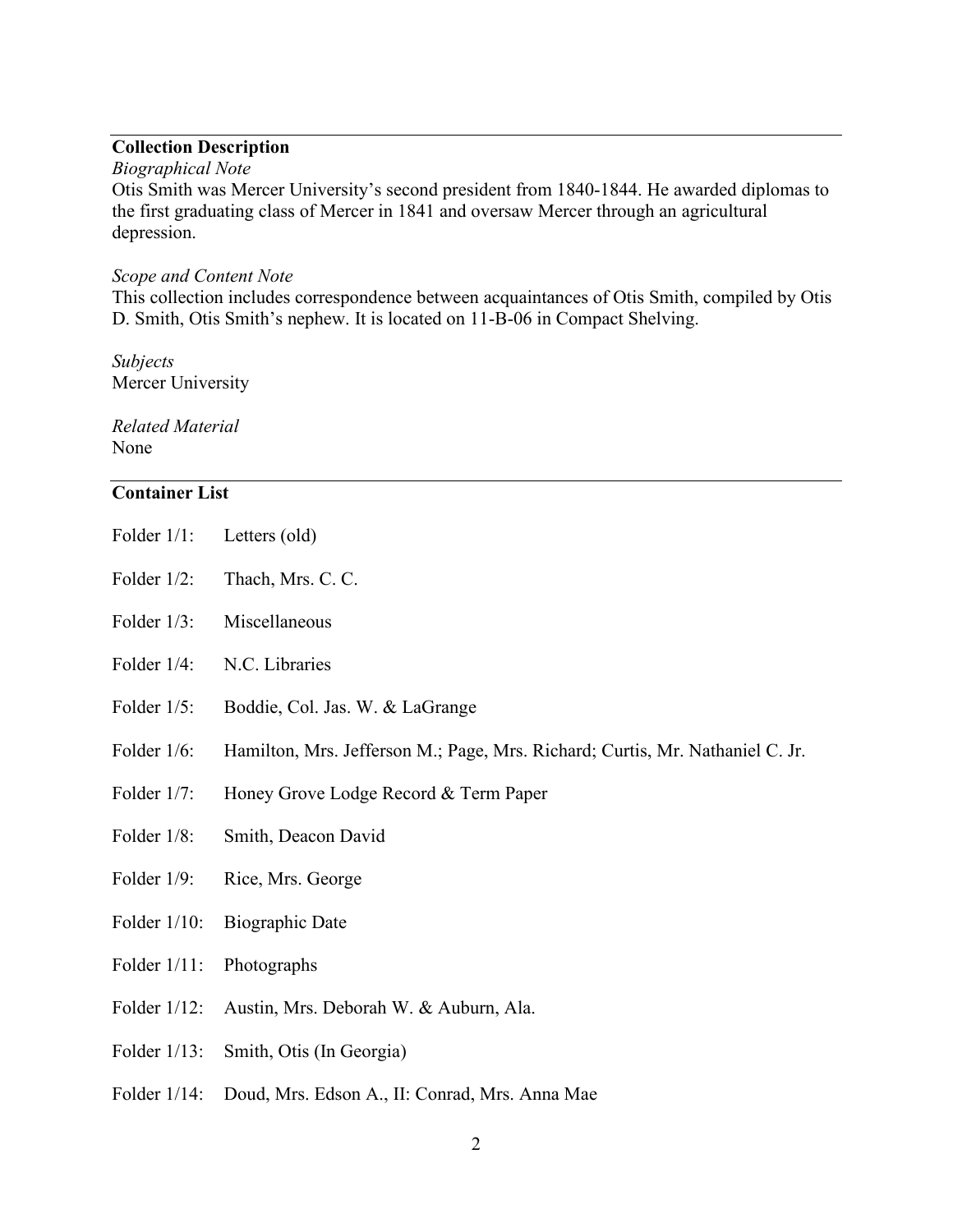## Collection Description

*Biographical Note*

Otis Smith was Mercer University's second president from 1840-1844. He awarded diplomas to the first graduating class of Mercer in 1841 and oversaw Mercer through an agricultural depression.

*Scope and Content Note*

This collection includes correspondence between acquaintances of Otis Smith, compiled by Otis D. Smith, Otis Smith's nephew. It is located on 11-B-06 in Compact Shelving.

*Subjects*

Mercer University

*Related Material*

None

## Container List

Folder 1/1: Letters (old)

Folder 1/2: Thach, Mrs. C. C.

Folder 1/3: Miscellaneous

Folder 1/4: N.C. Libraries

Folder 1/5: Boddie, Col. Jas. W. & LaGrange

Folder 1/6: Hamilton, Mrs. Jefferson M.; Page, Mrs. Richard; Curtis, Mr. Nathaniel C. Jr.

Folder 1/7: Honey Grove Lodge Record & Term Paper

Folder 1/8: Smith, Deacon David

Folder 1/9: Rice, Mrs. George

Folder 1/10: Biographic Date

Folder 1/11: Photographs

Folder 1/12: Austin, Mrs. Deborah W. & Auburn, Ala.

Folder 1/13: Smith, Otis (In Georgia)

Folder 1/14: Doud, Mrs. Edson A., II: Conrad, Mrs. Anna Mae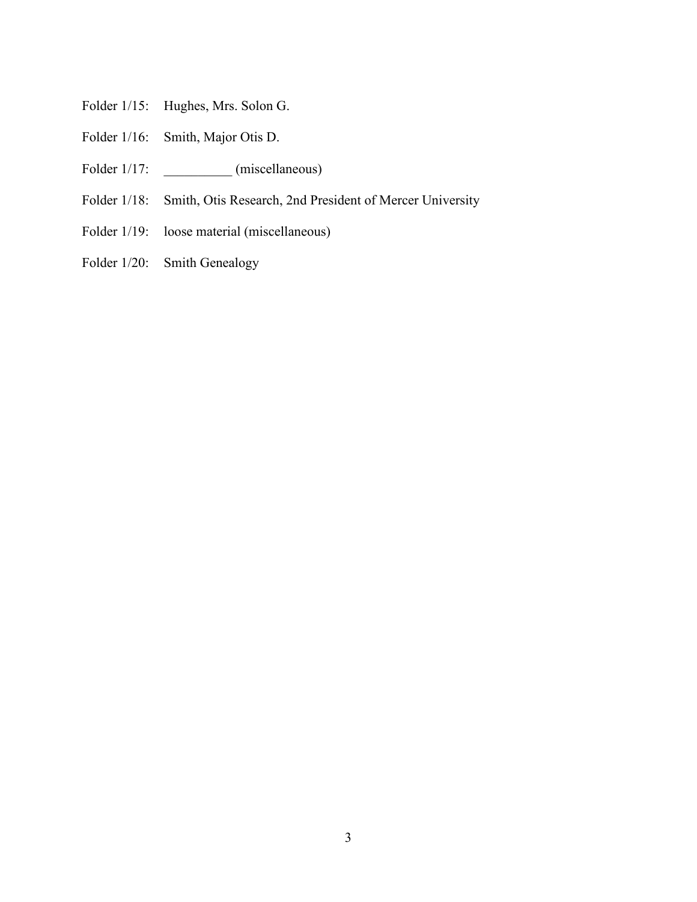Folder 1/15: Hughes, Mrs. Solon G.

Folder 1/16: Smith, Major Otis D.

Folder 1/17: __________ (miscellaneous)

Folder 1/18: Smith, Otis Research, 2nd President of Mercer University

Folder 1/19: loose material (miscellaneous)

Folder 1/20: Smith Genealogy